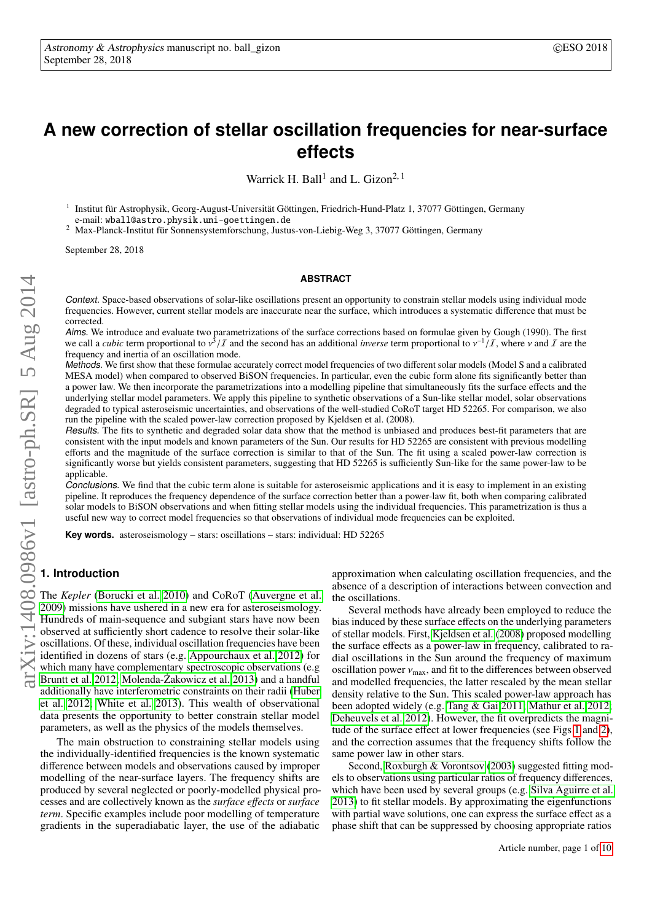# A new correction of stellar oscillation frequencies for near-surface effects

Warrick H. Ball[1] and L. Gizon[2, 1]

[1] Institut für Astrophysik, Georg-August-Universität Göttingen, Friedrich-Hund-Platz 1, 37077 Göttingen, Germany
e-mail: wball@astro.physik.uni-goettingen.de
[2] Max-Planck-Institut für Sonnensystemforschung, Justus-von-Liebig-Weg 3, 37077 Göttingen, Germany

September 28, 2018

## ABSTRACT

*Context.* Space-based observations of solar-like oscillations present an opportunity to constrain stellar models using individual mode frequencies. However, current stellar models are inaccurate near the surface, which introduces a systematic difference that must be corrected.

*Aims.* We introduce and evaluate two parametrizations of the surface corrections based on formulae given by Gough (1990). The first we call a *cubic* term proportional to $\nu^3/\mathcal{I}$ and the second has an additional *inverse* term proportional to $\nu^{-1}/\mathcal{I}$, where $\nu$ and $\mathcal{I}$ are the frequency and inertia of an oscillation mode.

*Methods.* We first show that these formulae accurately correct model frequencies of two different solar models (Model S and a calibrated MESA model) when compared to observed BiSON frequencies. In particular, even the cubic form alone fits significantly better than a power law. We then incorporate the parametrizations into a modelling pipeline that simultaneously fits the surface effects and the underlying stellar model parameters. We apply this pipeline to synthetic observations of a Sun-like stellar model, solar observations degraded to typical asteroseismic uncertainties, and observations of the well-studied CoRoT target HD 52265. For comparison, we also run the pipeline with the scaled power-law correction proposed by Kjeldsen et al. (2008).

*Results.* The fits to synthetic and degraded solar data show that the method is unbiased and produces best-fit parameters that are consistent with the input models and known parameters of the Sun. Our results for HD 52265 are consistent with previous modelling efforts and the magnitude of the surface correction is similar to that of the Sun. The fit using a scaled power-law correction is significantly worse but yields consistent parameters, suggesting that HD 52265 is sufficiently Sun-like for the same power-law to be applicable.

*Conclusions.* We find that the cubic term alone is suitable for asteroseismic applications and it is easy to implement in an existing pipeline. It reproduces the frequency dependence of the surface correction better than a power-law fit, both when comparing calibrated solar models to BiSON observations and when fitting stellar models using the individual frequencies. This parametrization is thus a useful new way to correct model frequencies so that observations of individual mode frequencies can be exploited.

**Key words.** asteroseismology – stars: oscillations – stars: individual: HD 52265

## 1. Introduction

The *Kepler* (Borucki et al. 2010) and CoRoT (Auvergne et al. 2009) missions have ushered in a new era for asteroseismology. Hundreds of main-sequence and subgiant stars have now been observed at sufficiently short cadence to resolve their solar-like oscillations. Of these, individual oscillation frequencies have been identified in dozens of stars (e.g. Appourchaux et al. 2012) for which many have complementary spectroscopic observations (e.g Bruntt et al. 2012; Molenda-Żakowicz et al. 2013) and a handful additionally have interferometric constraints on their radii (Huber et al. 2012; White et al. 2013). This wealth of observational data presents the opportunity to better constrain stellar model parameters, as well as the physics of the models themselves.

The main obstruction to constraining stellar models using the individually-identified frequencies is the known systematic difference between models and observations caused by improper modelling of the near-surface layers. The frequency shifts are produced by several neglected or poorly-modelled physical processes and are collectively known as the *surface effects* or *surface term*. Specific examples include poor modelling of temperature gradients in the superadiabatic layer, the use of the adiabatic approximation when calculating oscillation frequencies, and the absence of a description of interactions between convection and the oscillations.

Several methods have already been employed to reduce the bias induced by these surface effects on the underlying parameters of stellar models. First, Kjeldsen et al. (2008) proposed modelling the surface effects as a power-law in frequency, calibrated to radial oscillations in the Sun around the frequency of maximum oscillation power $\nu_{\max}$, and fit to the differences between observed and modelled frequencies, the latter rescaled by the mean stellar density relative to the Sun. This scaled power-law approach has been adopted widely (e.g. Tang & Gai 2011; Mathur et al. 2012; Deheuvels et al. 2012). However, the fit overpredicts the magnitude of the surface effect at lower frequencies (see Figs 1 and 2), and the correction assumes that the frequency shifts follow the same power law in other stars.

Second, Roxburgh & Vorontsov (2003) suggested fitting models to observations using particular ratios of frequency differences, which have been used by several groups (e.g. Silva Aguirre et al. 2013) to fit stellar models. By approximating the eigenfunctions with partial wave solutions, one can express the surface effect as a phase shift that can be suppressed by choosing appropriate ratios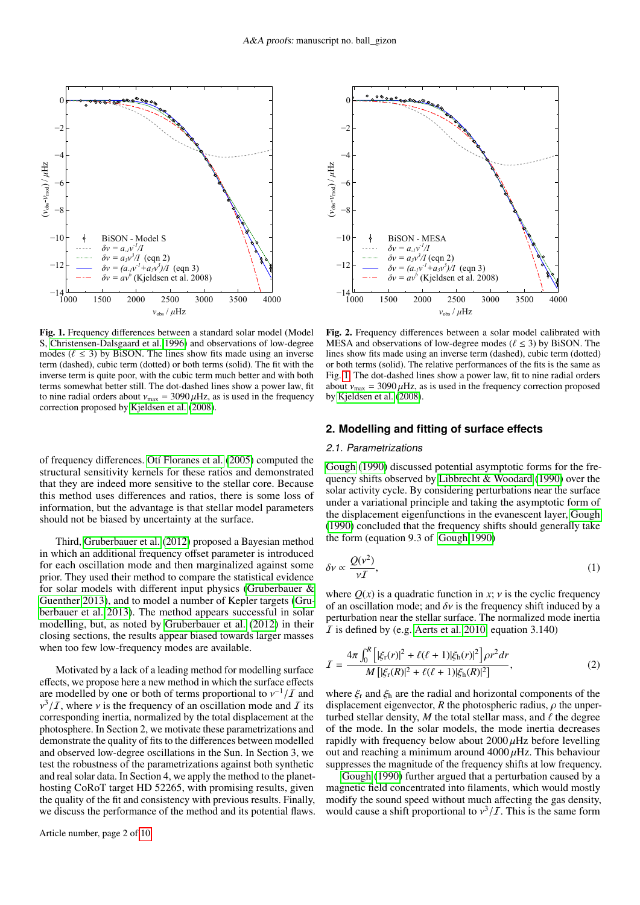Fig. 1. Frequency differences between a standard solar model (Model S, Christensen-Dalsgaard et al. 1996) and observations of low-degree modes ($\ell \leq 3$) by BiSON. The lines show fits made using an inverse term (dashed), cubic term (dotted) or both terms (solid). The fit with the inverse term is quite poor, with the cubic term much better and with both terms somewhat better still. The dot-dashed lines show a power law, fit to nine radial orders about $\nu_{\max} = 3090\,\mu$Hz, as is used in the frequency correction proposed by Kjeldsen et al. (2008).

Fig. 2. Frequency differences between a solar model calibrated with MESA and observations of low-degree modes ($\ell \leq 3$) by BiSON. The lines show fits made using an inverse term (dashed), cubic term (dotted) or both terms (solid). The relative performances of the fits is the same as Fig. 1. The dot-dashed lines show a power law, fit to nine radial orders about $\nu_{\max} = 3090\,\mu$Hz, as is used in the frequency correction proposed by Kjeldsen et al. (2008).

of frequency differences. Otí Floranes et al. (2005) computed the structural sensitivity kernels for these ratios and demonstrated that they are indeed more sensitive to the stellar core. Because this method uses differences and ratios, there is some loss of information, but the advantage is that stellar model parameters should not be biased by uncertainty at the surface.

Third, Gruberbauer et al. (2012) proposed a Bayesian method in which an additional frequency offset parameter is introduced for each oscillation mode and then marginalized against some prior. They used their method to compare the statistical evidence for solar models with different input physics (Gruberbauer & Guenther 2013), and to model a number of Kepler targets (Gruberbauer et al. 2013). The method appears successful in solar modelling, but, as noted by Gruberbauer et al. (2012) in their closing sections, the results appear biased towards larger masses when too few low-frequency modes are available.

Motivated by a lack of a leading method for modelling surface effects, we propose here a new method in which the surface effects are modelled by one or both of terms proportional to $\nu^{-1}/\mathcal{I}$ and $\nu^3/\mathcal{I}$, where $\nu$ is the frequency of an oscillation mode and $\mathcal{I}$ its corresponding inertia, normalized by the total displacement at the photosphere. In Section 2, we motivate these parametrizations and demonstrate the quality of fits to the differences between modelled and observed low-degree oscillations in the Sun. In Section 3, we test the robustness of the parametrizations against both synthetic and real solar data. In Section 4, we apply the method to the planet-hosting CoRoT target HD 52265, with promising results, given the quality of the fit and consistency with previous results. Finally, we discuss the performance of the method and its potential flaws.

## 2. Modelling and fitting of surface effects

### 2.1. Parametrizations

Gough (1990) discussed potential asymptotic forms for the frequency shifts observed by Libbrecht & Woodard (1990) over the solar activity cycle. By considering perturbations near the surface under a variational principle and taking the asymptotic form of the displacement eigenfunctions in the evanescent layer, Gough (1990) concluded that the frequency shifts should generally take the form (equation 9.3 of Gough 1990)

$$\delta\nu \propto \frac{Q(\nu^2)}{\nu\mathcal{I}}, \tag{1}$$

where $Q(x)$ is a quadratic function in $x$; $\nu$ is the cyclic frequency of an oscillation mode; and $\delta\nu$ is the frequency shift induced by a perturbation near the stellar surface. The normalized mode inertia $\mathcal{I}$ is defined by (e.g. Aerts et al. 2010, equation 3.140)

$$\mathcal{I} = \frac{4\pi \int_0^R \left[|\xi_r(r)|^2 + \ell(\ell+1)|\xi_h(r)|^2\right]\rho r^2 dr}{M\left[|\xi_r(R)|^2 + \ell(\ell+1)|\xi_h(R)|^2\right]}, \tag{2}$$

where $\xi_r$ and $\xi_h$ are the radial and horizontal components of the displacement eigenvector, $R$ the photospheric radius, $\rho$ the unperturbed stellar density, $M$ the total stellar mass, and $\ell$ the degree of the mode. In the solar models, the mode inertia decreases rapidly with frequency below about $2000\,\mu$Hz before levelling out and reaching a minimum around $4000\,\mu$Hz. This behaviour suppresses the magnitude of the frequency shifts at low frequency.

Gough (1990) further argued that a perturbation caused by a magnetic field concentrated into filaments, which would mostly modify the sound speed without much affecting the gas density, would cause a shift proportional to $\nu^3/\mathcal{I}$. This is the same form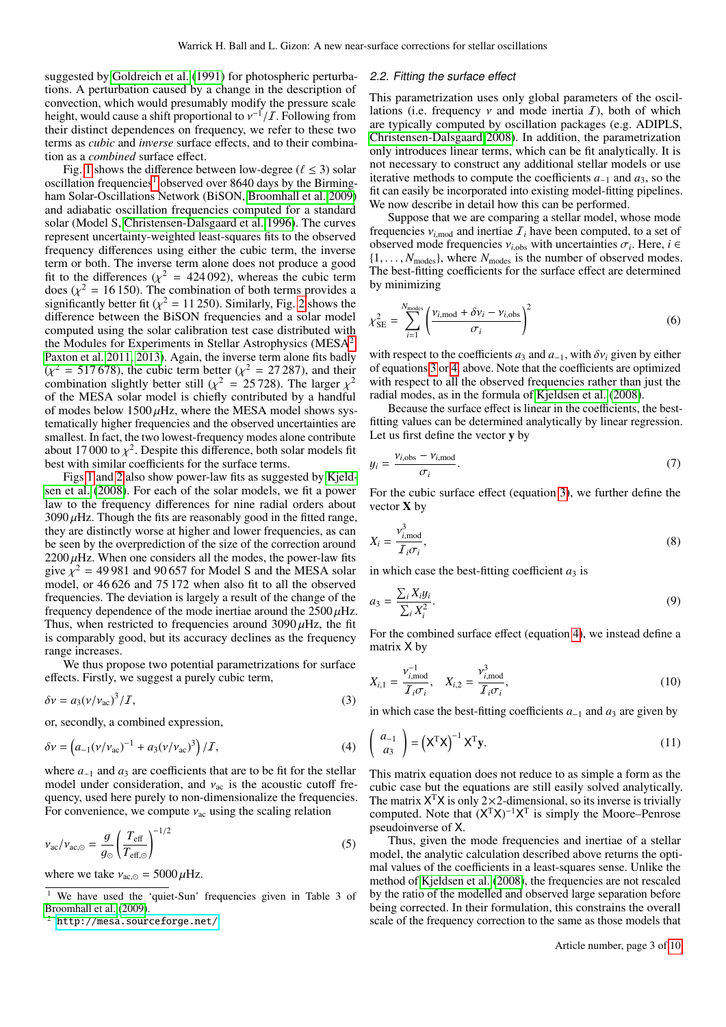suggested by Goldreich et al. (1991) for photospheric perturbations. A perturbation caused by a change in the description of convection, which would presumably modify the pressure scale height, would cause a shift proportional to $\nu^{-1}/\mathcal{I}$. Following from their distinct dependences on frequency, we refer to these two terms as *cubic* and *inverse* surface effects, and to their combination as a *combined* surface effect.

Fig. 1 shows the difference between low-degree ($\ell \leq 3$) solar oscillation frequencies[1] observed over 8640 days by the Birmingham Solar-Oscillations Network (BiSON, Broomhall et al. 2009) and adiabatic oscillation frequencies computed for a standard solar (Model S, Christensen-Dalsgaard et al. 1996). The curves represent uncertainty-weighted least-squares fits to the observed frequency differences using either the cubic term, the inverse term or both. The inverse term alone does not produce a good fit to the differences ($\chi^2 = 424\,092$), whereas the cubic term does ($\chi^2 = 16\,150$). The combination of both terms provides a significantly better fit ($\chi^2 = 11\,250$). Similarly, Fig. 2 shows the difference between the BiSON frequencies and a solar model computed using the solar calibration test case distributed with the Modules for Experiments in Stellar Astrophysics (MESA[2] Paxton et al. 2011, 2013). Again, the inverse term alone fits badly ($\chi^2 = 517\,678$), the cubic term better ($\chi^2 = 27\,287$), and their combination slightly better still ($\chi^2 = 25\,728$). The larger $\chi^2$ of the MESA solar model is chiefly contributed by a handful of modes below $1500\,\mu$Hz, where the MESA model shows systematically higher frequencies and the observed uncertainties are smallest. In fact, the two lowest-frequency modes alone contribute about 17 000 to $\chi^2$. Despite this difference, both solar models fit best with similar coefficients for the surface terms.

Figs 1 and 2 also show power-law fits as suggested by Kjeldsen et al. (2008). For each of the solar models, we fit a power law to the frequency differences for nine radial orders about $3090\,\mu$Hz. Though the fits are reasonably good in the fitted range, they are distinctly worse at higher and lower frequencies, as can be seen by the overprediction of the size of the correction around $2200\,\mu$Hz. When one considers all the modes, the power-law fits give $\chi^2 = 49\,981$ and $90\,657$ for Model S and the MESA solar model, or 46 626 and 75 172 when also fit to all the observed frequencies. The deviation is largely a result of the change of the frequency dependence of the mode inertiae around the $2500\,\mu$Hz. Thus, when restricted to frequencies around $3090\,\mu$Hz, the fit is comparably good, but its accuracy declines as the frequency range increases.

We thus propose two potential parametrizations for surface effects. Firstly, we suggest a purely cubic term,

$$\delta\nu = a_3(\nu/\nu_{\mathrm{ac}})^3/\mathcal{I}, \tag{3}$$

or, secondly, a combined expression,

$$\delta\nu = \left(a_{-1}(\nu/\nu_{\mathrm{ac}})^{-1} + a_3(\nu/\nu_{\mathrm{ac}})^3\right)/\mathcal{I}, \tag{4}$$

where $a_{-1}$ and $a_3$ are coefficients that are to be fit for the stellar model under consideration, and $\nu_{\mathrm{ac}}$ is the acoustic cutoff frequency, used here purely to non-dimensionalize the frequencies. For convenience, we compute $\nu_{\mathrm{ac}}$ using the scaling relation

$$\nu_{\mathrm{ac}}/\nu_{\mathrm{ac},\odot} = \frac{g}{g_\odot}\left(\frac{T_{\mathrm{eff}}}{T_{\mathrm{eff},\odot}}\right)^{-1/2} \tag{5}$$

where we take $\nu_{\mathrm{ac},\odot} = 5000\,\mu$Hz.

[1] We have used the 'quiet-Sun' frequencies given in Table 3 of Broomhall et al. (2009).

[2] http://mesa.sourceforge.net/

### 2.2. Fitting the surface effect

This parametrization uses only global parameters of the oscillations (i.e. frequency $\nu$ and mode inertia $\mathcal{I}$), both of which are typically computed by oscillation packages (e.g. ADIPLS, Christensen-Dalsgaard 2008). In addition, the parametrization only introduces linear terms, which can be fit analytically. It is not necessary to construct any additional stellar models or use iterative methods to compute the coefficients $a_{-1}$ and $a_3$, so the fit can easily be incorporated into existing model-fitting pipelines. We now describe in detail how this can be performed.

Suppose that we are comparing a stellar model, whose mode frequencies $\nu_{i,\mathrm{mod}}$ and inertiae $\mathcal{I}_i$ have been computed, to a set of observed mode frequencies $\nu_{i,\mathrm{obs}}$ with uncertainties $\sigma_i$. Here, $i \in \{1, \ldots, N_{\mathrm{modes}}\}$, where $N_{\mathrm{modes}}$ is the number of observed modes. The best-fitting coefficients for the surface effect are determined by minimizing

$$\chi^2_{\mathrm{SE}} = \sum_{i=1}^{N_{\mathrm{modes}}}\left(\frac{\nu_{i,\mathrm{mod}} + \delta\nu_i - \nu_{i,\mathrm{obs}}}{\sigma_i}\right)^2 \tag{6}$$

with respect to the coefficients $a_3$ and $a_{-1}$, with $\delta\nu_i$ given by either of equations 3 or 4, above. Note that the coefficients are optimized with respect to all the observed frequencies rather than just the radial modes, as in the formula of Kjeldsen et al. (2008).

Because the surface effect is linear in the coefficients, the best-fitting values can be determined analytically by linear regression. Let us first define the vector $\mathbf{y}$ by

$$y_i = \frac{\nu_{i,\mathrm{obs}} - \nu_{i,\mathrm{mod}}}{\sigma_i}. \tag{7}$$

For the cubic surface effect (equation 3), we further define the vector $\mathbf{X}$ by

$$X_i = \frac{\nu^3_{i,\mathrm{mod}}}{\mathcal{I}_i\sigma_i}, \tag{8}$$

in which case the best-fitting coefficient $a_3$ is

$$a_3 = \frac{\sum_i X_i y_i}{\sum_i X_i^2}. \tag{9}$$

For the combined surface effect (equation 4), we instead define a matrix $\mathsf{X}$ by

$$X_{i,1} = \frac{\nu^{-1}_{i,\mathrm{mod}}}{\mathcal{I}_i\sigma_i}, \quad X_{i,2} = \frac{\nu^3_{i,\mathrm{mod}}}{\mathcal{I}_i\sigma_i}, \tag{10}$$

in which case the best-fitting coefficients $a_{-1}$ and $a_3$ are given by

$$\begin{pmatrix} a_{-1} \\ a_3 \end{pmatrix} = \left(\mathsf{X}^{\mathrm{T}}\mathsf{X}\right)^{-1}\mathsf{X}^{\mathrm{T}}\mathbf{y}. \tag{11}$$

This matrix equation does not reduce to as simple a form as the cubic case but the equations are still easily solved analytically. The matrix $\mathsf{X}^{\mathrm{T}}\mathsf{X}$ is only $2\times2$-dimensional, so its inverse is trivially computed. Note that $(\mathsf{X}^{\mathrm{T}}\mathsf{X})^{-1}\mathsf{X}^{\mathrm{T}}$ is simply the Moore–Penrose pseudoinverse of $\mathsf{X}$.

Thus, given the mode frequencies and inertiae of a stellar model, the analytic calculation described above returns the optimal values of the coefficients in a least-squares sense. Unlike the method of Kjeldsen et al. (2008), the frequencies are not rescaled by the ratio of the modelled and observed large separation before being corrected. In their formulation, this constrains the overall scale of the frequency correction to the same as those models that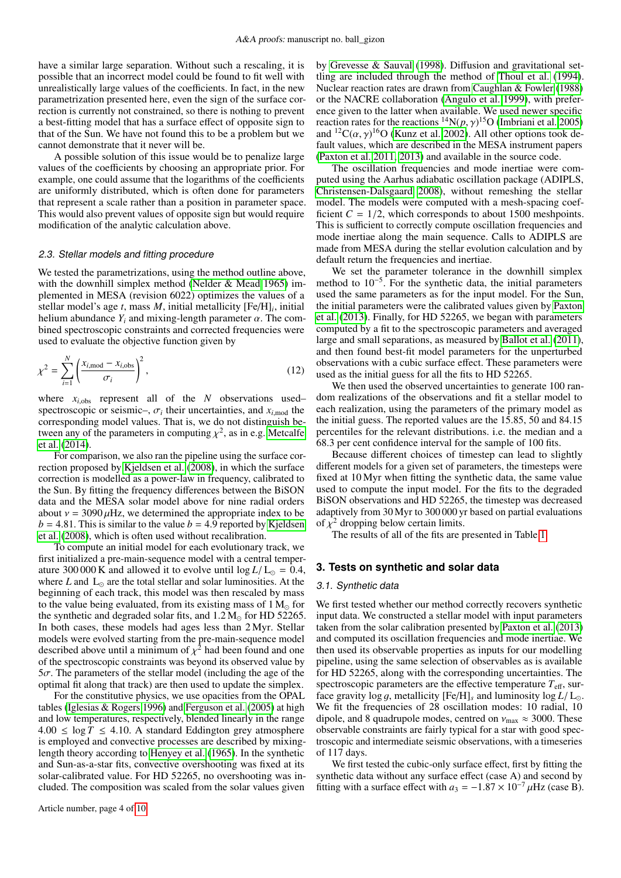have a similar large separation. Without such a rescaling, it is possible that an incorrect model could be found to fit well with unrealistically large values of the coefficients. In fact, in the new parametrization presented here, even the sign of the surface correction is currently not constrained, so there is nothing to prevent a best-fitting model that has a surface effect of opposite sign to that of the Sun. We have not found this to be a problem but we cannot demonstrate that it never will be.

A possible solution of this issue would be to penalize large values of the coefficients by choosing an appropriate prior. For example, one could assume that the logarithms of the coefficients are uniformly distributed, which is often done for parameters that represent a scale rather than a position in parameter space. This would also prevent values of opposite sign but would require modification of the analytic calculation above.

### 2.3. Stellar models and fitting procedure

We tested the parametrizations, using the method outline above, with the downhill simplex method (Nelder & Mead 1965) implemented in MESA (revision 6022) optimizes the values of a stellar model's age $t$, mass $M$, initial metallicity $[\mathrm{Fe/H}]_i$, initial helium abundance $Y_i$ and mixing-length parameter $\alpha$. The combined spectroscopic constraints and corrected frequencies were used to evaluate the objective function given by

$$\chi^2 = \sum_{i=1}^{N} \left( \frac{x_{i,\mathrm{mod}} - x_{i,\mathrm{obs}}}{\sigma_i} \right)^2 , \tag{12}$$

where $x_{i,\mathrm{obs}}$ represent all of the $N$ observations used–spectroscopic or seismic–, $\sigma_i$ their uncertainties, and $x_{i,\mathrm{mod}}$ the corresponding model values. That is, we do not distinguish between any of the parameters in computing $\chi^2$, as in e.g. Metcalfe et al. (2014).

For comparison, we also ran the pipeline using the surface correction proposed by Kjeldsen et al. (2008), in which the surface correction is modelled as a power-law in frequency, calibrated to the Sun. By fitting the frequency differences between the BiSON data and the MESA solar model above for nine radial orders about $\nu = 3090\,\mu$Hz, we determined the appropriate index to be $b = 4.81$. This is similar to the value $b = 4.9$ reported by Kjeldsen et al. (2008), which is often used without recalibration.

To compute an initial model for each evolutionary track, we first initialized a pre-main-sequence model with a central temperature 300 000 K and allowed it to evolve until $\log L/\mathrm{L}_\odot = 0.4$, where $L$ and $\mathrm{L}_\odot$ are the total stellar and solar luminosities. At the beginning of each track, this model was then rescaled by mass to the value being evaluated, from its existing mass of $1\,\mathrm{M}_\odot$ for the synthetic and degraded solar fits, and $1.2\,\mathrm{M}_\odot$ for HD 52265. In both cases, these models had ages less than 2 Myr. Stellar models were evolved starting from the pre-main-sequence model described above until a minimum of $\chi^2$ had been found and one of the spectroscopic constraints was beyond its observed value by $5\sigma$. The parameters of the stellar model (including the age of the optimal fit along that track) are then used to update the simplex.

For the constitutive physics, we use opacities from the OPAL tables (Iglesias & Rogers 1996) and Ferguson et al. (2005) at high and low temperatures, respectively, blended linearly in the range $4.00 \leq \log T \leq 4.10$. A standard Eddington grey atmosphere is employed and convective processes are described by mixing-length theory according to Henyey et al. (1965). In the synthetic and Sun-as-a-star fits, convective overshooting was fixed at its solar-calibrated value. For HD 52265, no overshooting was included. The composition was scaled from the solar values given by Grevesse & Sauval (1998). Diffusion and gravitational settling are included through the method of Thoul et al. (1994). Nuclear reaction rates are drawn from Caughlan & Fowler (1988) or the NACRE collaboration (Angulo et al. 1999), with preference given to the latter when available. We used newer specific reaction rates for the reactions $^{14}\mathrm{N}(p,\gamma)^{15}\mathrm{O}$ (Imbriani et al. 2005) and $^{12}\mathrm{C}(\alpha,\gamma)^{16}\mathrm{O}$ (Kunz et al. 2002). All other options took default values, which are described in the MESA instrument papers (Paxton et al. 2011, 2013) and available in the source code.

The oscillation frequencies and mode inertiae were computed using the Aarhus adiabatic oscillation package (ADIPLS, Christensen-Dalsgaard 2008), without remeshing the stellar model. The models were computed with a mesh-spacing coefficient $C = 1/2$, which corresponds to about 1500 meshpoints. This is sufficient to correctly compute oscillation frequencies and mode inertiae along the main sequence. Calls to ADIPLS are made from MESA during the stellar evolution calculation and by default return the frequencies and inertiae.

We set the parameter tolerance in the downhill simplex method to $10^{-5}$. For the synthetic data, the initial parameters used the same parameters as for the input model. For the Sun, the initial parameters were the calibrated values given by Paxton et al. (2013). Finally, for HD 52265, we began with parameters computed by a fit to the spectroscopic parameters and averaged large and small separations, as measured by Ballot et al. (2011), and then found best-fit model parameters for the unperturbed observations with a cubic surface effect. These parameters were used as the initial guess for all the fits to HD 52265.

We then used the observed uncertainties to generate 100 random realizations of the observations and fit a stellar model to each realization, using the parameters of the primary model as the initial guess. The reported values are the 15.85, 50 and 84.15 percentiles for the relevant distributions. i.e. the median and a 68.3 per cent confidence interval for the sample of 100 fits.

Because different choices of timestep can lead to slightly different models for a given set of parameters, the timesteps were fixed at 10 Myr when fitting the synthetic data, the same value used to compute the input model. For the fits to the degraded BiSON observations and HD 52265, the timestep was decreased adaptively from 30 Myr to 300 000 yr based on partial evaluations of $\chi^2$ dropping below certain limits.

The results of all of the fits are presented in Table 1.

## 3. Tests on synthetic and solar data

### 3.1. Synthetic data

We first tested whether our method correctly recovers synthetic input data. We constructed a stellar model with input parameters taken from the solar calibration presented by Paxton et al. (2013) and computed its oscillation frequencies and mode inertiae. We then used its observable properties as inputs for our modelling pipeline, using the same selection of observables as is available for HD 52265, along with the corresponding uncertainties. The spectroscopic parameters are the effective temperature $T_\mathrm{eff}$, surface gravity $\log g$, metallicity $[\mathrm{Fe/H}]_s$ and luminosity $\log L/\mathrm{L}_\odot$. We fit the frequencies of 28 oscillation modes: 10 radial, 10 dipole, and 8 quadrupole modes, centred on $\nu_\mathrm{max} \approx 3000$. These observable constraints are fairly typical for a star with good spectroscopic and intermediate seismic observations, with a timeseries of 117 days.

We first tested the cubic-only surface effect, first by fitting the synthetic data without any surface effect (case A) and second by fitting with a surface effect with $a_3 = -1.87 \times 10^{-7}\,\mu$Hz (case B).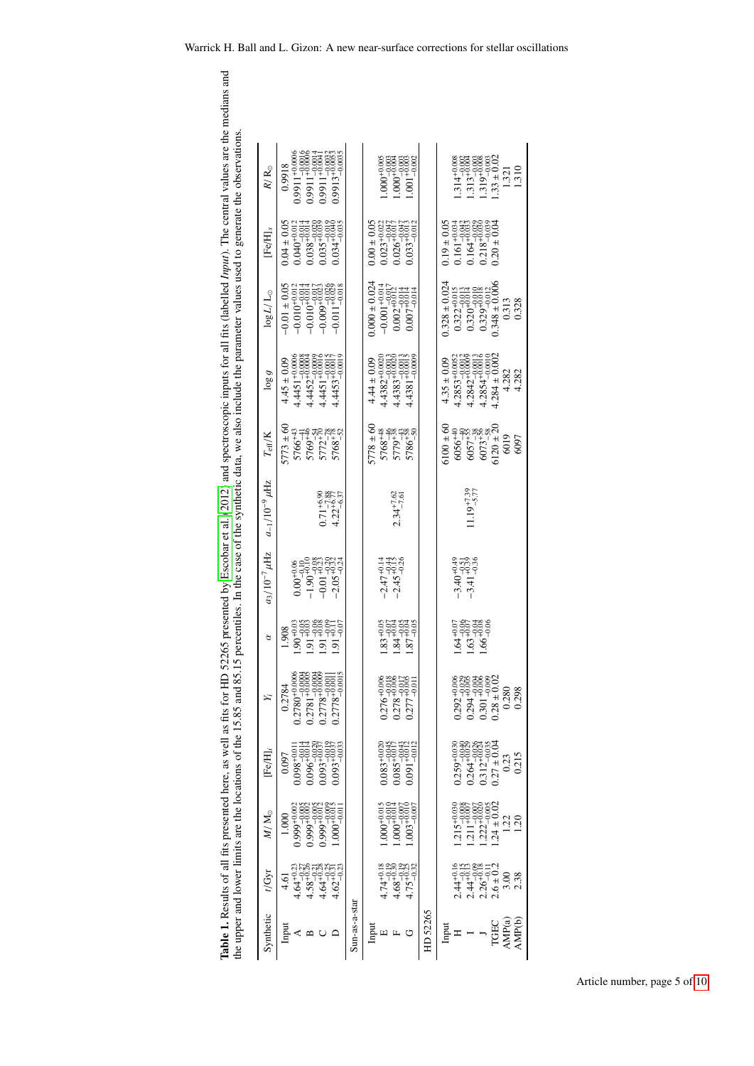**Table 1.** Results of all fits presented here, as well as fits for HD 52265 presented by Escobar et al. (2012) and spectroscopic inputs for all fits (labelled *Input*). The central values are the medians and the upper and lower limits are the locations of the 15.85 and 85.15 percentiles. In the case of the synthetic data, we also include the parameter values used to generate the observations.

| Synthetic | $t$/Gyr | $M/\mathrm{M}_\odot$ | [Fe/H]$_i$ | $Y_i$ | $\alpha$ | $a_3/10^{-7}\,\mu$Hz | $a_{-1}/10^{-9}\,\mu$Hz | $T_\mathrm{eff}$/K | $\log g$ | $\log L/\mathrm{L}_\odot$ | [Fe/H]$_s$ | $R/\mathrm{R}_\odot$ |
|---|---|---|---|---|---|---|---|---|---|---|---|---|
| Input | 4.61 | 1.000 | 0.097 | 0.2784 | 1.908 | | | $5773 \pm 60$ | $4.45 \pm 0.09$ | $-0.01 \pm 0.05$ | $0.04 \pm 0.05$ | 0.9918 |
| A | $4.64^{+0.23}_{-0.27}$ | $0.999^{+0.002}_{-0.005}$ | $0.098^{+0.011}_{-0.014}$ | $0.2780^{+0.0006}_{-0.0004}$ | $1.90^{+0.03}_{-0.03}$ | $0.00^{+0.06}_{-0.10}$ | | $5766^{+43}_{-41}$ | $4.4451^{+0.0006}_{-0.0008}$ | $-0.010^{+0.012}_{-0.014}$ | $0.040^{+0.012}_{-0.014}$ | $0.9911^{+0.0006}_{-0.0016}$ |
| B | $4.58^{+0.26}_{-0.21}$ | $0.999^{+0.002}_{-0.005}$ | $0.096^{+0.014}_{-0.020}$ | $0.2781^{+0.0005}_{-0.0004}$ | $1.91^{+0.03}_{-0.06}$ | $-1.90^{+0.10}_{-0.08}$ | | $5769^{+46}_{-54}$ | $4.4452^{+0.0004}_{-0.0009}$ | $-0.010^{+0.014}_{-0.017}$ | $0.038^{+0.014}_{-0.020}$ | $0.9911^{+0.0006}_{-0.0014}$ |
| C | $4.64^{+0.28}_{-0.25}$ | $0.999^{+0.012}_{-0.009}$ | $0.093^{+0.037}_{-0.019}$ | $0.2778^{+0.0009}_{-0.0011}$ | $1.91^{+0.08}_{-0.09}$ | $-0.01^{+0.23}_{-0.20}$ | $0.71^{+6.90}_{-7.88}$ | $5772^{+70}_{-78}$ | $4.4451^{+0.0016}_{-0.0017}$ | $-0.009^{+0.023}_{-0.026}$ | $0.035^{+0.039}_{-0.019}$ | $0.9911^{+0.0041}_{-0.0033}$ |
| D | $4.62^{+0.51}_{-0.23}$ | $1.000^{+0.015}_{-0.011}$ | $0.093^{+0.037}_{-0.033}$ | $0.2778^{+0.0011}_{-0.0015}$ | $1.91^{+0.11}_{-0.07}$ | $-2.05^{+0.32}_{-0.24}$ | $4.22^{+6.77}_{-6.37}$ | $5768^{+78}_{-52}$ | $4.4453^{+0.0017}_{-0.0019}$ | $-0.011^{+0.029}_{-0.018}$ | $0.034^{+0.040}_{-0.035}$ | $0.9913^{+0.0053}_{-0.0035}$ |
| Sun-as-a-star | | | | | | | | | | | | |
| Input | | | | | | | | $5778 \pm 60$ | $4.44 \pm 0.09$ | $0.000 \pm 0.024$ | $0.00 \pm 0.05$ | |
| E | $4.74^{+0.18}_{-0.19}$ | $1.000^{+0.015}_{-0.010}$ | $0.083^{+0.020}_{-0.045}$ | $0.276^{+0.006}_{-0.018}$ | $1.83^{+0.05}_{-0.07}$ | | | $5768^{+48}_{-49}$ | $4.4382^{+0.0020}_{-0.0013}$ | $-0.001^{+0.014}_{-0.017}$ | $0.023^{+0.022}_{-0.047}$ | $1.000^{+0.005}_{-0.003}$ |
| F | $4.68^{+0.30}_{-0.19}$ | $1.000^{+0.014}_{-0.007}$ | $0.085^{+0.017}_{-0.043}$ | $0.278^{+0.006}_{-0.017}$ | $1.84^{+0.04}_{-0.05}$ | $-2.47^{+0.14}_{-0.13}$ | | $5779^{+38}_{-43}$ | $4.4383^{+0.0020}_{-0.0013}$ | $0.002^{+0.012}_{-0.014}$ | $0.026^{+0.017}_{-0.047}$ | $1.000^{+0.004}_{-0.003}$ |
| G | $4.75^{+0.12}_{-0.32}$ | $1.003^{+0.010}_{-0.007}$ | $0.091^{+0.012}_{-0.012}$ | $0.277^{+0.005}_{-0.011}$ | $1.87^{+0.04}_{-0.05}$ | $-2.45^{+0.15}_{-0.26}$ | $2.34^{+7.62}_{-7.61}$ | $5786^{+38}_{-50}$ | $4.4381^{+0.0013}_{-0.0009}$ | $0.007^{+0.014}_{-0.014}$ | $0.033^{+0.013}_{-0.012}$ | $1.001^{+0.003}_{-0.002}$ |
| HD 52265 | | | | | | | | | | | | |
| Input | | | | | | | | $6100 \pm 60$ | $4.35 \pm 0.09$ | $0.328 \pm 0.024$ | $0.19 \pm 0.05$ | |
| H | $2.44^{+0.16}_{-0.15}$ | $1.215^{+0.030}_{-0.008}$ | $0.259^{+0.030}_{-0.040}$ | $0.292^{+0.006}_{-0.029}$ | $1.64^{+0.07}_{-0.06}$ | | | $6056^{+40}_{-49}$ | $4.2853^{+0.0052}_{-0.0002}$ | $0.322^{+0.015}_{-0.013}$ | $0.161^{+0.034}_{-0.043}$ | $1.314^{+0.008}_{-0.002}$ |
| I | $2.44^{+0.13}_{-0.09}$ | $1.211^{+0.007}_{-0.007}$ | $0.264^{+0.039}_{-0.024}$ | $0.294^{+0.006}_{-0.007}$ | $1.63^{+0.07}_{-0.04}$ | $-3.40^{+0.49}_{-0.31}$ | | $6057^{+35}_{-38}$ | $4.2842^{+0.0009}_{-0.0013}$ | $0.320^{+0.013}_{-0.018}$ | $0.164^{+0.043}_{-0.029}$ | $1.313^{+0.004}_{-0.003}$ |
| J | $2.26^{+0.18}_{-0.11}$ | $1.222^{+0.026}_{-0.010}$ | $0.312^{+0.024}_{-0.035}$ | $0.301^{+0.006}_{-0.009}$ | $1.66^{+0.08}_{-0.06}$ | $-3.41^{+0.59}_{-0.36}$ | $11.19^{+7.39}_{-5.77}$ | $6073^{+56}_{-58}$ | $4.2854^{+0.0016}_{-0.0010}$ | $0.329^{+0.018}_{-0.012}$ | $0.218^{+0.030}_{-0.039}$ | $1.319^{+0.008}_{-0.003}$ |
| TGEC | $2.6 \pm 0.2$ | $1.24 \pm 0.02$ | $0.27 \pm 0.04$ | $0.28 \pm 0.02$ | | | | $6120 \pm 20$ | $4.284 \pm 0.002$ | $0.348 \pm 0.006$ | $0.20 \pm 0.04$ | $1.33 \pm 0.02$ |
| AMP(a) | 3.00 | 1.22 | 0.23 | 0.280 | | | | 6019 | 4.282 | 0.313 | | 1.321 |
| AMP(b) | 2.38 | 1.20 | 0.215 | 0.298 | | | | 6097 | 4.282 | 0.328 | | 1.310 |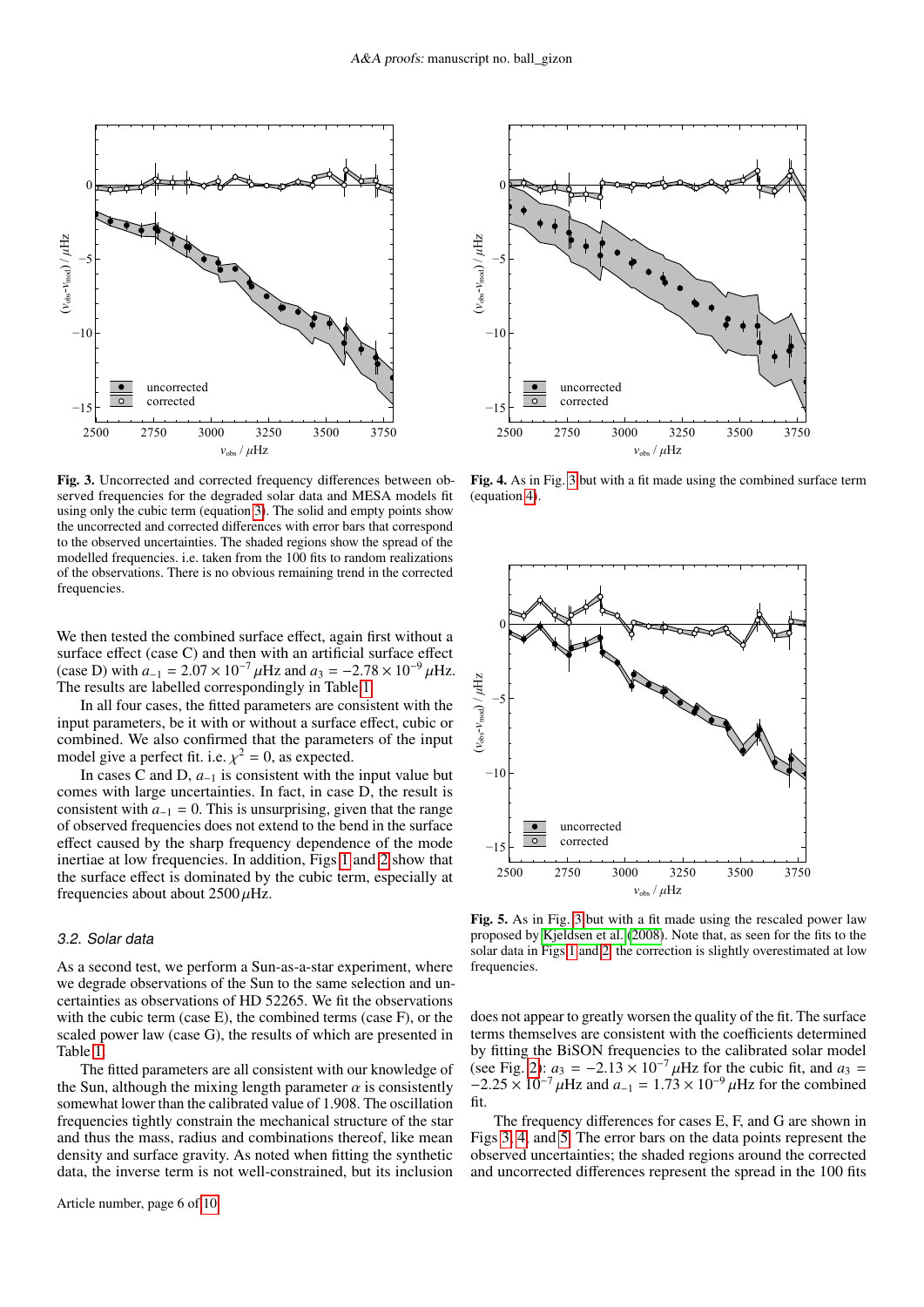Fig. 3. Uncorrected and corrected frequency differences between observed frequencies for the degraded solar data and MESA models fit using only the cubic term (equation 3). The solid and empty points show the uncorrected and corrected differences with error bars that correspond to the observed uncertainties. The shaded regions show the spread of the modelled frequencies. i.e. taken from the 100 fits to random realizations of the observations. There is no obvious remaining trend in the corrected frequencies.

Fig. 4. As in Fig. 3 but with a fit made using the combined surface term (equation 4).

Fig. 5. As in Fig. 3 but with a fit made using the rescaled power law proposed by Kjeldsen et al. (2008). Note that, as seen for the fits to the solar data in Figs 1 and 2, the correction is slightly overestimated at low frequencies.

We then tested the combined surface effect, again first without a surface effect (case C) and then with an artificial surface effect (case D) with $a_{-1} = 2.07 \times 10^{-7}\,\mu$Hz and $a_3 = -2.78 \times 10^{-9}\,\mu$Hz. The results are labelled correspondingly in Table 1.

In all four cases, the fitted parameters are consistent with the input parameters, be it with or without a surface effect, cubic or combined. We also confirmed that the parameters of the input model give a perfect fit. i.e. $\chi^2 = 0$, as expected.

In cases C and D, $a_{-1}$ is consistent with the input value but comes with large uncertainties. In fact, in case D, the result is consistent with $a_{-1} = 0$. This is unsurprising, given that the range of observed frequencies does not extend to the bend in the surface effect caused by the sharp frequency dependence of the mode inertiae at low frequencies. In addition, Figs 1 and 2 show that the surface effect is dominated by the cubic term, especially at frequencies about about $2500\,\mu$Hz.

### 3.2. Solar data

As a second test, we perform a Sun-as-a-star experiment, where we degrade observations of the Sun to the same selection and uncertainties as observations of HD 52265. We fit the observations with the cubic term (case E), the combined terms (case F), or the scaled power law (case G), the results of which are presented in Table 1.

The fitted parameters are all consistent with our knowledge of the Sun, although the mixing length parameter $\alpha$ is consistently somewhat lower than the calibrated value of 1.908. The oscillation frequencies tightly constrain the mechanical structure of the star and thus the mass, radius and combinations thereof, like mean density and surface gravity. As noted when fitting the synthetic data, the inverse term is not well-constrained, but its inclusion does not appear to greatly worsen the quality of the fit. The surface terms themselves are consistent with the coefficients determined by fitting the BiSON frequencies to the calibrated solar model (see Fig. 2): $a_3 = -2.13 \times 10^{-7}\,\mu$Hz for the cubic fit, and $a_3 = -2.25 \times 10^{-7}\,\mu$Hz and $a_{-1} = 1.73 \times 10^{-9}\,\mu$Hz for the combined fit.

The frequency differences for cases E, F, and G are shown in Figs 3, 4, and 5. The error bars on the data points represent the observed uncertainties; the shaded regions around the corrected and uncorrected differences represent the spread in the 100 fits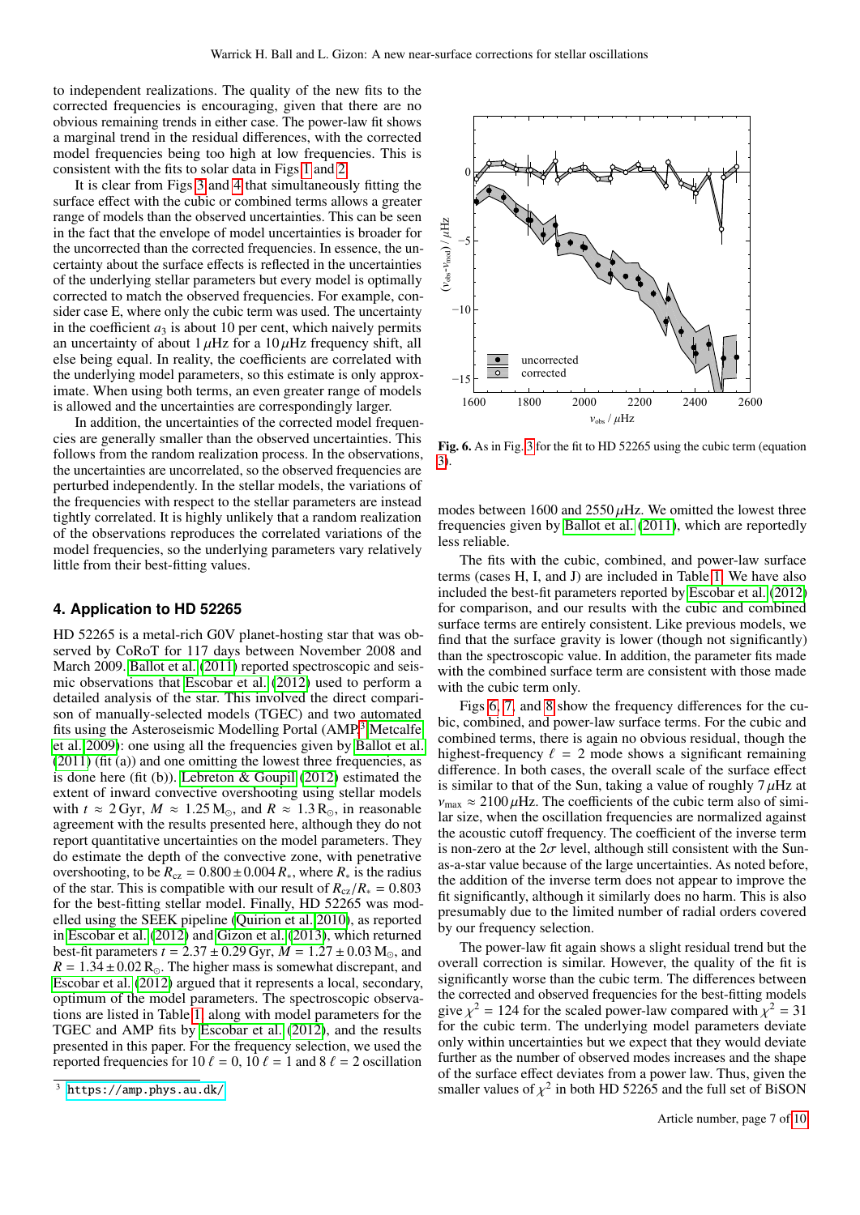to independent realizations. The quality of the new fits to the corrected frequencies is encouraging, given that there are no obvious remaining trends in either case. The power-law fit shows a marginal trend in the residual differences, with the corrected model frequencies being too high at low frequencies. This is consistent with the fits to solar data in Figs 1 and 2.

It is clear from Figs 3 and 4 that simultaneously fitting the surface effect with the cubic or combined terms allows a greater range of models than the observed uncertainties. This can be seen in the fact that the envelope of model uncertainties is broader for the uncorrected than the corrected frequencies. In essence, the uncertainty about the surface effects is reflected in the uncertainties of the underlying stellar parameters but every model is optimally corrected to match the observed frequencies. For example, consider case E, where only the cubic term was used. The uncertainty in the coefficient $a_3$ is about 10 per cent, which naively permits an uncertainty of about $1\,\mu$Hz for a $10\,\mu$Hz frequency shift, all else being equal. In reality, the coefficients are correlated with the underlying model parameters, so this estimate is only approximate. When using both terms, an even greater range of models is allowed and the uncertainties are correspondingly larger.

In addition, the uncertainties of the corrected model frequencies are generally smaller than the observed uncertainties. This follows from the random realization process. In the observations, the uncertainties are uncorrelated, so the observed frequencies are perturbed independently. In the stellar models, the variations of the frequencies with respect to the stellar parameters are instead tightly correlated. It is highly unlikely that a random realization of the observations reproduces the correlated variations of the model frequencies, so the underlying parameters vary relatively little from their best-fitting values.

## 4. Application to HD 52265

HD 52265 is a metal-rich G0V planet-hosting star that was observed by CoRoT for 117 days between November 2008 and March 2009. Ballot et al. (2011) reported spectroscopic and seismic observations that Escobar et al. (2012) used to perform a detailed analysis of the star. This involved the direct comparison of manually-selected models (TGEC) and two automated fits using the Asteroseismic Modelling Portal (AMP[3] Metcalfe et al. 2009): one using all the frequencies given by Ballot et al. (2011) (fit (a)) and one omitting the lowest three frequencies, as is done here (fit (b)). Lebreton & Goupil (2012) estimated the extent of inward convective overshooting using stellar models with $t \approx 2\,$Gyr, $M \approx 1.25\,\mathrm{M}_\odot$, and $R \approx 1.3\,\mathrm{R}_\odot$, in reasonable agreement with the results presented here, although they do not report quantitative uncertainties on the model parameters. They do estimate the depth of the convective zone, with penetrative overshooting, to be $R_{\mathrm{cz}} = 0.800 \pm 0.004\,R_*$, where $R_*$ is the radius of the star. This is compatible with our result of $R_{\mathrm{cz}}/R_* = 0.803$ for the best-fitting stellar model. Finally, HD 52265 was modelled using the SEEK pipeline (Quirion et al. 2010), as reported in Escobar et al. (2012) and Gizon et al. (2013), which returned best-fit parameters $t = 2.37 \pm 0.29\,$Gyr, $M = 1.27 \pm 0.03\,\mathrm{M}_\odot$, and $R = 1.34 \pm 0.02\,\mathrm{R}_\odot$. The higher mass is somewhat discrepant, and Escobar et al. (2012) argued that it represents a local, secondary, optimum of the model parameters. The spectroscopic observations are listed in Table 1 along with model parameters for the TGEC and AMP fits by Escobar et al. (2012), and the results presented in this paper. For the frequency selection, we used the reported frequencies for 10 $\ell = 0$, 10 $\ell = 1$ and 8 $\ell = 2$ oscillation modes between 1600 and $2550\,\mu$Hz. We omitted the lowest three frequencies given by Ballot et al. (2011), which are reportedly less reliable.

[3] https://amp.phys.au.dk/

**Fig. 6.** As in Fig. 3 for the fit to HD 52265 using the cubic term (equation 3).

The fits with the cubic, combined, and power-law surface terms (cases H, I, and J) are included in Table 1. We have also included the best-fit parameters reported by Escobar et al. (2012) for comparison, and our results with the cubic and combined surface terms are entirely consistent. Like previous models, we find that the surface gravity is lower (though not significantly) than the spectroscopic value. In addition, the parameter fits made with the combined surface term are consistent with those made with the cubic term only.

Figs 6, 7, and 8 show the frequency differences for the cubic, combined, and power-law surface terms. For the cubic and combined terms, there is again no obvious residual, though the highest-frequency $\ell = 2$ mode shows a significant remaining difference. In both cases, the overall scale of the surface effect is similar to that of the Sun, taking a value of roughly $7\,\mu$Hz at $\nu_{\max} \approx 2100\,\mu$Hz. The coefficients of the cubic term also of similar size, when the oscillation frequencies are normalized against the acoustic cutoff frequency. The coefficient of the inverse term is non-zero at the $2\sigma$ level, although still consistent with the Sun-as-a-star value because of the large uncertainties. As noted before, the addition of the inverse term does not appear to improve the fit significantly, although it similarly does no harm. This is also presumably due to the limited number of radial orders covered by our frequency selection.

The power-law fit again shows a slight residual trend but the overall correction is similar. However, the quality of the fit is significantly worse than the cubic term. The differences between the corrected and observed frequencies for the best-fitting models give $\chi^2 = 124$ for the scaled power-law compared with $\chi^2 = 31$ for the cubic term. The underlying model parameters deviate only within uncertainties but we expect that they would deviate further as the number of observed modes increases and the shape of the surface effect deviates from a power law. Thus, given the smaller values of $\chi^2$ in both HD 52265 and the full set of BiSON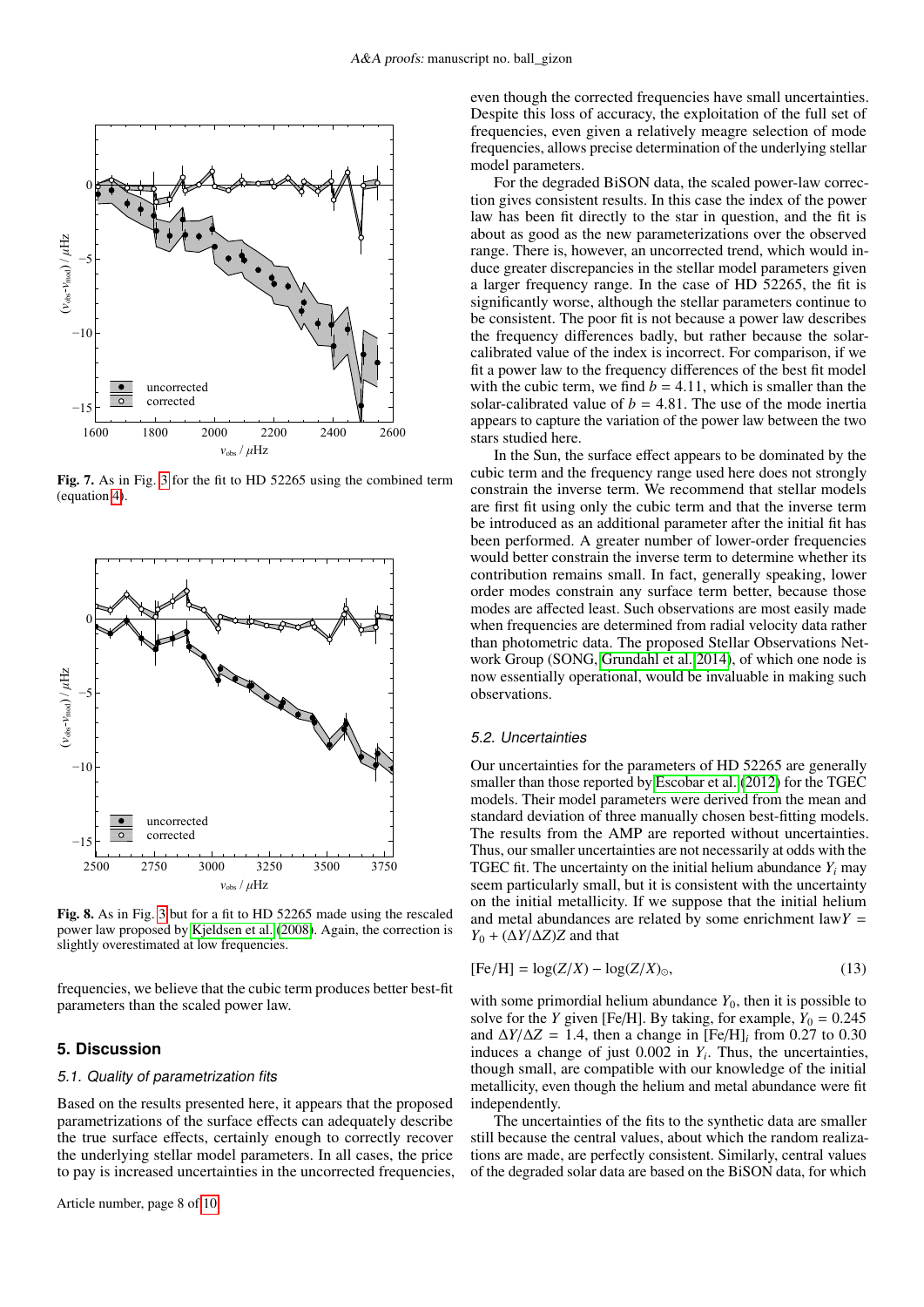**Fig. 7.** As in Fig. 3 for the fit to HD 52265 using the combined term (equation 4).

**Fig. 8.** As in Fig. 3 but for a fit to HD 52265 made using the rescaled power law proposed by Kjeldsen et al. (2008). Again, the correction is slightly overestimated at low frequencies.

frequencies, we believe that the cubic term produces better best-fit parameters than the scaled power law.

## 5. Discussion

### 5.1. Quality of parametrization fits

Based on the results presented here, it appears that the proposed parametrizations of the surface effects can adequately describe the true surface effects, certainly enough to correctly recover the underlying stellar model parameters. In all cases, the price to pay is increased uncertainties in the uncorrected frequencies, even though the corrected frequencies have small uncertainties. Despite this loss of accuracy, the exploitation of the full set of frequencies, even given a relatively meagre selection of mode frequencies, allows precise determination of the underlying stellar model parameters.

For the degraded BiSON data, the scaled power-law correction gives consistent results. In this case the index of the power law has been fit directly to the star in question, and the fit is about as good as the new parameterizations over the observed range. There is, however, an uncorrected trend, which would induce greater discrepancies in the stellar model parameters given a larger frequency range. In the case of HD 52265, the fit is significantly worse, although the stellar parameters continue to be consistent. The poor fit is not because a power law describes the frequency differences badly, but rather because the solar-calibrated value of the index is incorrect. For comparison, if we fit a power law to the frequency differences of the best fit model with the cubic term, we find $b = 4.11$, which is smaller than the solar-calibrated value of $b = 4.81$. The use of the mode inertia appears to capture the variation of the power law between the two stars studied here.

In the Sun, the surface effect appears to be dominated by the cubic term and the frequency range used here does not strongly constrain the inverse term. We recommend that stellar models are first fit using only the cubic term and that the inverse term be introduced as an additional parameter after the initial fit has been performed. A greater number of lower-order frequencies would better constrain the inverse term to determine whether its contribution remains small. In fact, generally speaking, lower order modes constrain any surface term better, because those modes are affected least. Such observations are most easily made when frequencies are determined from radial velocity data rather than photometric data. The proposed Stellar Observations Network Group (SONG, Grundahl et al. 2014), of which one node is now essentially operational, would be invaluable in making such observations.

### 5.2. Uncertainties

Our uncertainties for the parameters of HD 52265 are generally smaller than those reported by Escobar et al. (2012) for the TGEC models. Their model parameters were derived from the mean and standard deviation of three manually chosen best-fitting models. The results from the AMP are reported without uncertainties. Thus, our smaller uncertainties are not necessarily at odds with the TGEC fit. The uncertainty on the initial helium abundance $Y_i$ may seem particularly small, but it is consistent with the uncertainty on the initial metallicity. If we suppose that the initial helium and metal abundances are related by some enrichment law $Y = Y_0 + (\Delta Y/\Delta Z)Z$ and that

$$[\mathrm{Fe/H}] = \log(Z/X) - \log(Z/X)_\odot, \tag{13}$$

with some primordial helium abundance $Y_0$, then it is possible to solve for the $Y$ given [Fe/H]. By taking, for example, $Y_0 = 0.245$ and $\Delta Y/\Delta Z = 1.4$, then a change in $[\mathrm{Fe/H}]_i$ from 0.27 to 0.30 induces a change of just 0.002 in $Y_i$. Thus, the uncertainties, though small, are compatible with our knowledge of the initial metallicity, even though the helium and metal abundance were fit independently.

The uncertainties of the fits to the synthetic data are smaller still because the central values, about which the random realizations are made, are perfectly consistent. Similarly, central values of the degraded solar data are based on the BiSON data, for which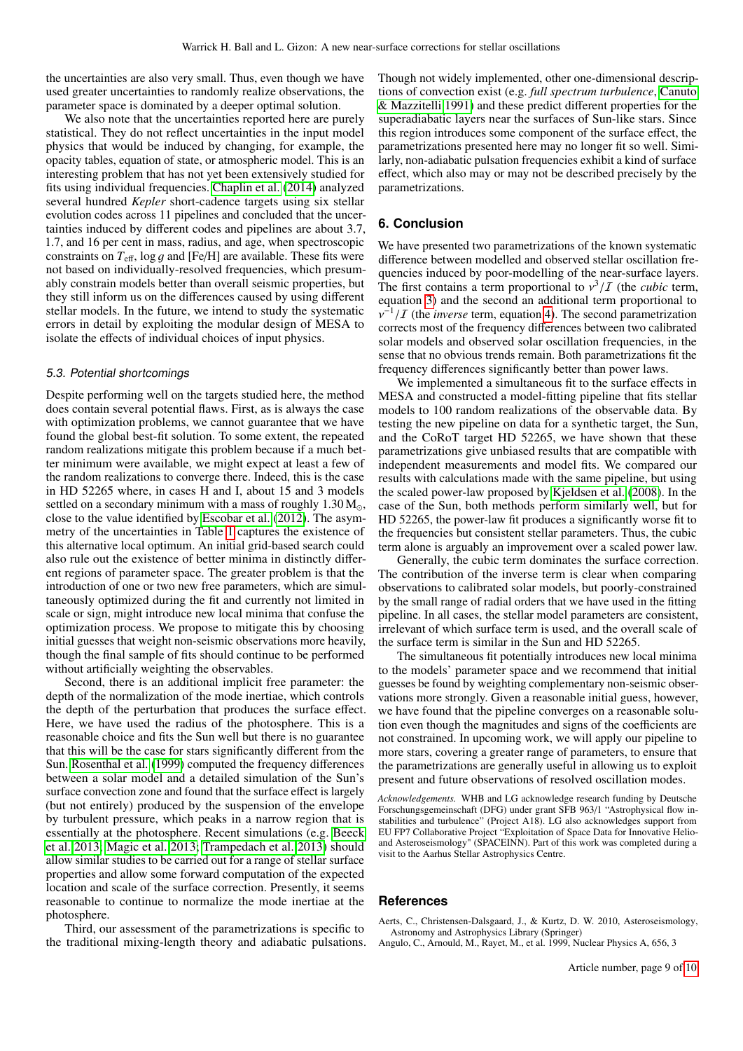the uncertainties are also very small. Thus, even though we have used greater uncertainties to randomly realize observations, the parameter space is dominated by a deeper optimal solution.

We also note that the uncertainties reported here are purely statistical. They do not reflect uncertainties in the input model physics that would be induced by changing, for example, the opacity tables, equation of state, or atmospheric model. This is an interesting problem that has not yet been extensively studied for fits using individual frequencies. Chaplin et al. (2014) analyzed several hundred *Kepler* short-cadence targets using six stellar evolution codes across 11 pipelines and concluded that the uncertainties induced by different codes and pipelines are about 3.7, 1.7, and 16 per cent in mass, radius, and age, when spectroscopic constraints on $T_{\rm eff}$, $\log g$ and [Fe/H] are available. These fits were not based on individually-resolved frequencies, which presumably constrain models better than overall seismic properties, but they still inform us on the differences caused by using different stellar models. In the future, we intend to study the systematic errors in detail by exploiting the modular design of MESA to isolate the effects of individual choices of input physics.

### 5.3. Potential shortcomings

Despite performing well on the targets studied here, the method does contain several potential flaws. First, as is always the case with optimization problems, we cannot guarantee that we have found the global best-fit solution. To some extent, the repeated random realizations mitigate this problem because if a much better minimum were available, we might expect at least a few of the random realizations to converge there. Indeed, this is the case in HD 52265 where, in cases H and I, about 15 and 3 models settled on a secondary minimum with a mass of roughly $1.30\,{\rm M}_\odot$, close to the value identified by Escobar et al. (2012). The asymmetry of the uncertainties in Table 1 captures the existence of this alternative local optimum. An initial grid-based search could also rule out the existence of better minima in distinctly different regions of parameter space. The greater problem is that the introduction of one or two new free parameters, which are simultaneously optimized during the fit and currently not limited in scale or sign, might introduce new local minima that confuse the optimization process. We propose to mitigate this by choosing initial guesses that weight non-seismic observations more heavily, though the final sample of fits should continue to be performed without artificially weighting the observables.

Second, there is an additional implicit free parameter: the depth of the normalization of the mode inertiae, which controls the depth of the perturbation that produces the surface effect. Here, we have used the radius of the photosphere. This is a reasonable choice and fits the Sun well but there is no guarantee that this will be the case for stars significantly different from the Sun. Rosenthal et al. (1999) computed the frequency differences between a solar model and a detailed simulation of the Sun's surface convection zone and found that the surface effect is largely (but not entirely) produced by the suspension of the envelope by turbulent pressure, which peaks in a narrow region that is essentially at the photosphere. Recent simulations (e.g. Beeck et al. 2013; Magic et al. 2013; Trampedach et al. 2013) should allow similar studies to be carried out for a range of stellar surface properties and allow some forward computation of the expected location and scale of the surface correction. Presently, it seems reasonable to continue to normalize the mode inertiae at the photosphere.

Third, our assessment of the parametrizations is specific to the traditional mixing-length theory and adiabatic pulsations. Though not widely implemented, other one-dimensional descriptions of convection exist (e.g. *full spectrum turbulence*, Canuto & Mazzitelli 1991) and these predict different properties for the superadiabatic layers near the surfaces of Sun-like stars. Since this region introduces some component of the surface effect, the parametrizations presented here may no longer fit so well. Similarly, non-adiabatic pulsation frequencies exhibit a kind of surface effect, which also may or may not be described precisely by the parametrizations.

## 6. Conclusion

We have presented two parametrizations of the known systematic difference between modelled and observed stellar oscillation frequencies induced by poor-modelling of the near-surface layers. The first contains a term proportional to $\nu^3/\mathcal{I}$ (the *cubic* term, equation 3) and the second an additional term proportional to $\nu^{-1}/\mathcal{I}$ (the *inverse* term, equation 4). The second parametrization corrects most of the frequency differences between two calibrated solar models and observed solar oscillation frequencies, in the sense that no obvious trends remain. Both parametrizations fit the frequency differences significantly better than power laws.

We implemented a simultaneous fit to the surface effects in MESA and constructed a model-fitting pipeline that fits stellar models to 100 random realizations of the observable data. By testing the new pipeline on data for a synthetic target, the Sun, and the CoRoT target HD 52265, we have shown that these parametrizations give unbiased results that are compatible with independent measurements and model fits. We compared our results with calculations made with the same pipeline, but using the scaled power-law proposed by Kjeldsen et al. (2008). In the case of the Sun, both methods perform similarly well, but for HD 52265, the power-law fit produces a significantly worse fit to the frequencies but consistent stellar parameters. Thus, the cubic term alone is arguably an improvement over a scaled power law.

Generally, the cubic term dominates the surface correction. The contribution of the inverse term is clear when comparing observations to calibrated solar models, but poorly-constrained by the small range of radial orders that we have used in the fitting pipeline. In all cases, the stellar model parameters are consistent, irrelevant of which surface term is used, and the overall scale of the surface term is similar in the Sun and HD 52265.

The simultaneous fit potentially introduces new local minima to the models' parameter space and we recommend that initial guesses be found by weighting complementary non-seismic observations more strongly. Given a reasonable initial guess, however, we have found that the pipeline converges on a reasonable solution even though the magnitudes and signs of the coefficients are not constrained. In upcoming work, we will apply our pipeline to more stars, covering a greater range of parameters, to ensure that the parametrizations are generally useful in allowing us to exploit present and future observations of resolved oscillation modes.

*Acknowledgements.* WHB and LG acknowledge research funding by Deutsche Forschungsgemeinschaft (DFG) under grant SFB 963/1 "Astrophysical flow instabilities and turbulence" (Project A18). LG also acknowledges support from EU FP7 Collaborative Project "Exploitation of Space Data for Innovative Helio- and Asteroseismology" (SPACEINN). Part of this work was completed during a visit to the Aarhus Stellar Astrophysics Centre.

## References

Aerts, C., Christensen-Dalsgaard, J., & Kurtz, D. W. 2010, Asteroseismology, Astronomy and Astrophysics Library (Springer)

Angulo, C., Arnould, M., Rayet, M., et al. 1999, Nuclear Physics A, 656, 3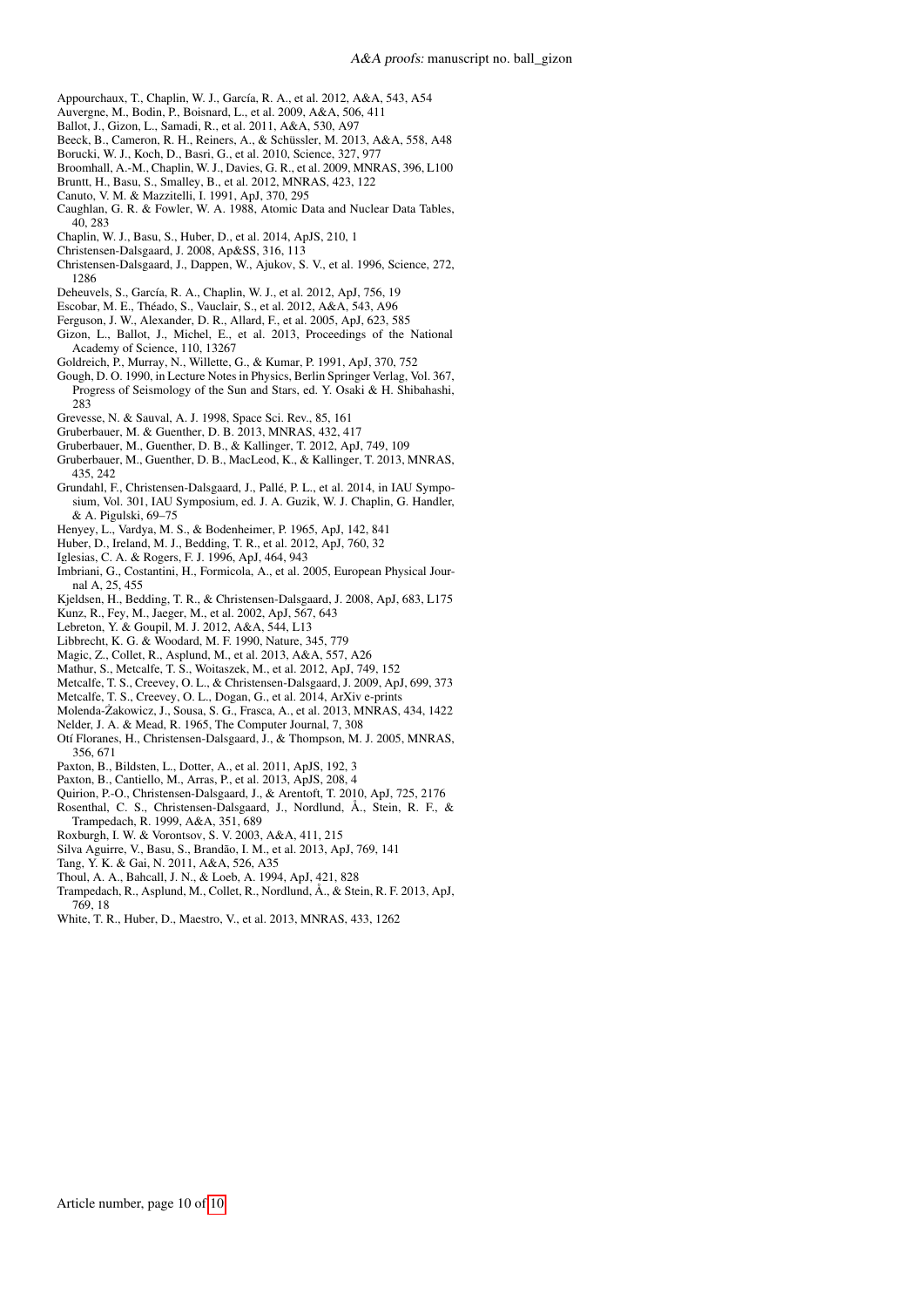Appourchaux, T., Chaplin, W. J., García, R. A., et al. 2012, A&A, 543, A54
Auvergne, M., Bodin, P., Boisnard, L., et al. 2009, A&A, 506, 411
Ballot, J., Gizon, L., Samadi, R., et al. 2011, A&A, 530, A97
Beeck, B., Cameron, R. H., Reiners, A., & Schüssler, M. 2013, A&A, 558, A48
Borucki, W. J., Koch, D., Basri, G., et al. 2010, Science, 327, 977
Broomhall, A.-M., Chaplin, W. J., Davies, G. R., et al. 2009, MNRAS, 396, L100
Bruntt, H., Basu, S., Smalley, B., et al. 2012, MNRAS, 423, 122
Canuto, V. M. & Mazzitelli, I. 1991, ApJ, 370, 295
Caughlan, G. R. & Fowler, W. A. 1988, Atomic Data and Nuclear Data Tables, 40, 283
Chaplin, W. J., Basu, S., Huber, D., et al. 2014, ApJS, 210, 1
Christensen-Dalsgaard, J. 2008, Ap&SS, 316, 113
Christensen-Dalsgaard, J., Dappen, W., Ajukov, S. V., et al. 1996, Science, 272, 1286
Deheuvels, S., García, R. A., Chaplin, W. J., et al. 2012, ApJ, 756, 19
Escobar, M. E., Théado, S., Vauclair, S., et al. 2012, A&A, 543, A96
Ferguson, J. W., Alexander, D. R., Allard, F., et al. 2005, ApJ, 623, 585
Gizon, L., Ballot, J., Michel, E., et al. 2013, Proceedings of the National Academy of Science, 110, 13267
Goldreich, P., Murray, N., Willette, G., & Kumar, P. 1991, ApJ, 370, 752
Gough, D. O. 1990, in Lecture Notes in Physics, Berlin Springer Verlag, Vol. 367, Progress of Seismology of the Sun and Stars, ed. Y. Osaki & H. Shibahashi, 283
Grevesse, N. & Sauval, A. J. 1998, Space Sci. Rev., 85, 161
Gruberbauer, M. & Guenther, D. B. 2013, MNRAS, 432, 417
Gruberbauer, M., Guenther, D. B., & Kallinger, T. 2012, ApJ, 749, 109
Gruberbauer, M., Guenther, D. B., MacLeod, K., & Kallinger, T. 2013, MNRAS, 435, 242
Grundahl, F., Christensen-Dalsgaard, J., Pallé, P. L., et al. 2014, in IAU Symposium, Vol. 301, IAU Symposium, ed. J. A. Guzik, W. J. Chaplin, G. Handler, & A. Pigulski, 69–75
Henyey, L., Vardya, M. S., & Bodenheimer, P. 1965, ApJ, 142, 841
Huber, D., Ireland, M. J., Bedding, T. R., et al. 2012, ApJ, 760, 32
Iglesias, C. A. & Rogers, F. J. 1996, ApJ, 464, 943
Imbriani, G., Costantini, H., Formicola, A., et al. 2005, European Physical Journal A, 25, 455
Kjeldsen, H., Bedding, T. R., & Christensen-Dalsgaard, J. 2008, ApJ, 683, L175
Kunz, R., Fey, M., Jaeger, M., et al. 2002, ApJ, 567, 643
Lebreton, Y. & Goupil, M. J. 2012, A&A, 544, L13
Libbrecht, K. G. & Woodard, M. F. 1990, Nature, 345, 779
Magic, Z., Collet, R., Asplund, M., et al. 2013, A&A, 557, A26
Mathur, S., Metcalfe, T. S., Woitaszek, M., et al. 2012, ApJ, 749, 152
Metcalfe, T. S., Creevey, O. L., & Christensen-Dalsgaard, J. 2009, ApJ, 699, 373
Metcalfe, T. S., Creevey, O. L., Dogan, G., et al. 2014, ArXiv e-prints
Molenda-Żakowicz, J., Sousa, S. G., Frasca, A., et al. 2013, MNRAS, 434, 1422
Nelder, J. A. & Mead, R. 1965, The Computer Journal, 7, 308
Otí Floranes, H., Christensen-Dalsgaard, J., & Thompson, M. J. 2005, MNRAS, 356, 671
Paxton, B., Bildsten, L., Dotter, A., et al. 2011, ApJS, 192, 3
Paxton, B., Cantiello, M., Arras, P., et al. 2013, ApJS, 208, 4
Quirion, P.-O., Christensen-Dalsgaard, J., & Arentoft, T. 2010, ApJ, 725, 2176
Rosenthal, C. S., Christensen-Dalsgaard, J., Nordlund, Å., Stein, R. F., & Trampedach, R. 1999, A&A, 351, 689
Roxburgh, I. W. & Vorontsov, S. V. 2003, A&A, 411, 215
Silva Aguirre, V., Basu, S., Brandão, I. M., et al. 2013, ApJ, 769, 141
Tang, Y. K. & Gai, N. 2011, A&A, 526, A35
Thoul, A. A., Bahcall, J. N., & Loeb, A. 1994, ApJ, 421, 828
Trampedach, R., Asplund, M., Collet, R., Nordlund, Å., & Stein, R. F. 2013, ApJ, 769, 18
White, T. R., Huber, D., Maestro, V., et al. 2013, MNRAS, 433, 1262